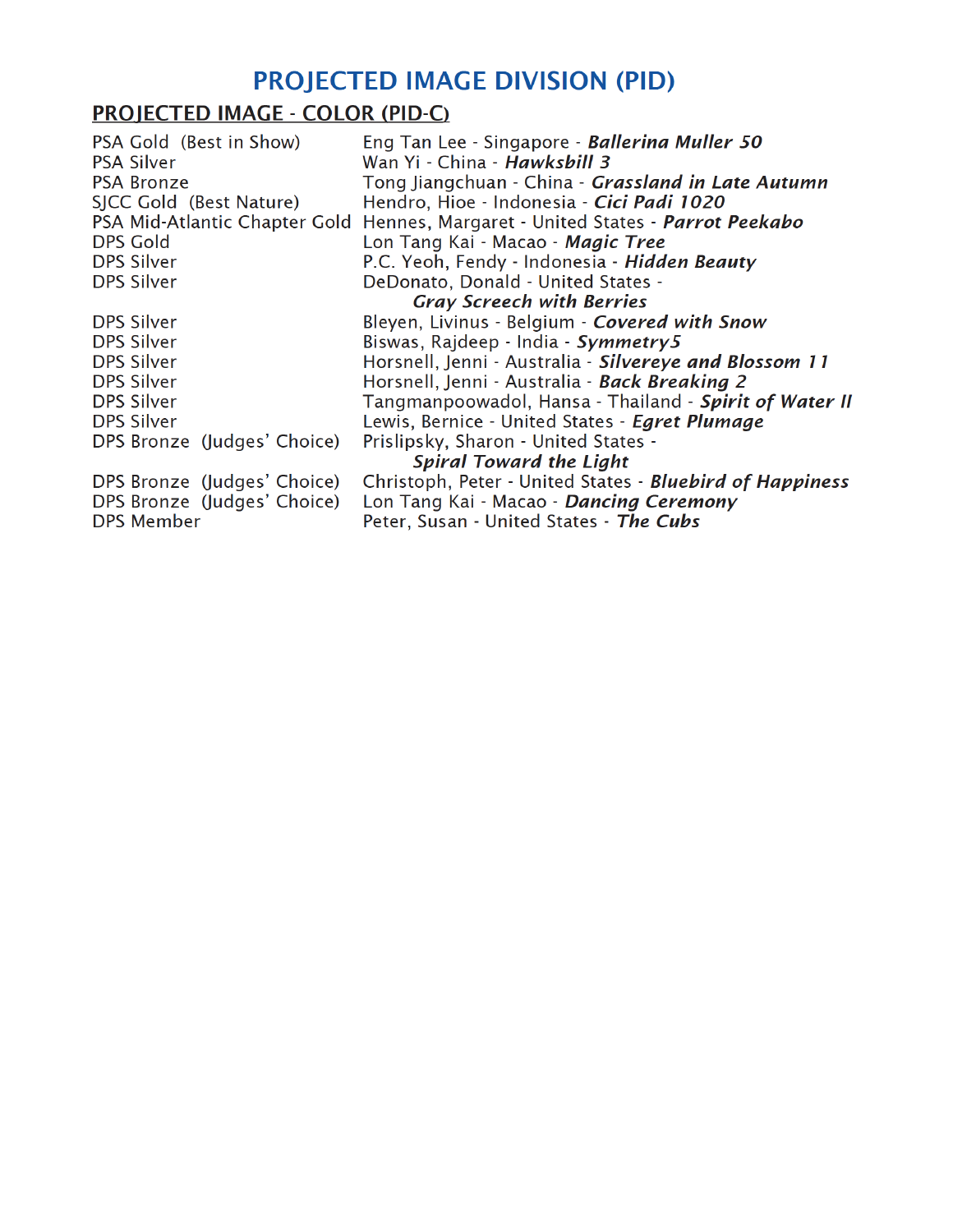# PROJECTED IMAGE DIVISION (PID)

## PROJECTED IMAGE - COLOR (PID-C)

| | |
|---|---|
| PSA Gold (Best in Show) | Eng Tan Lee - Singapore - ***Ballerina Muller 50*** |
| PSA Silver | Wan Yi - China - ***Hawksbill 3*** |
| PSA Bronze | Tong Jiangchuan - China - ***Grassland in Late Autumn*** |
| SJCC Gold (Best Nature) | Hendro, Hioe - Indonesia - ***Cici Padi 1020*** |
| PSA Mid-Atlantic Chapter Gold | Hennes, Margaret - United States - ***Parrot Peekabo*** |
| DPS Gold | Lon Tang Kai - Macao - ***Magic Tree*** |
| DPS Silver | P.C. Yeoh, Fendy - Indonesia - ***Hidden Beauty*** |
| DPS Silver | DeDonato, Donald - United States - ***Gray Screech with Berries*** |
| DPS Silver | Bleyen, Livinus - Belgium - ***Covered with Snow*** |
| DPS Silver | Biswas, Rajdeep - India - ***Symmetry5*** |
| DPS Silver | Horsnell, Jenni - Australia - ***Silvereye and Blossom 11*** |
| DPS Silver | Horsnell, Jenni - Australia - ***Back Breaking 2*** |
| DPS Silver | Tangmanpoowadol, Hansa - Thailand - ***Spirit of Water II*** |
| DPS Silver | Lewis, Bernice - United States - ***Egret Plumage*** |
| DPS Bronze (Judges' Choice) | Prislipsky, Sharon - United States - ***Spiral Toward the Light*** |
| DPS Bronze (Judges' Choice) | Christoph, Peter - United States - ***Bluebird of Happiness*** |
| DPS Bronze (Judges' Choice) | Lon Tang Kai - Macao - ***Dancing Ceremony*** |
| DPS Member | Peter, Susan - United States - ***The Cubs*** |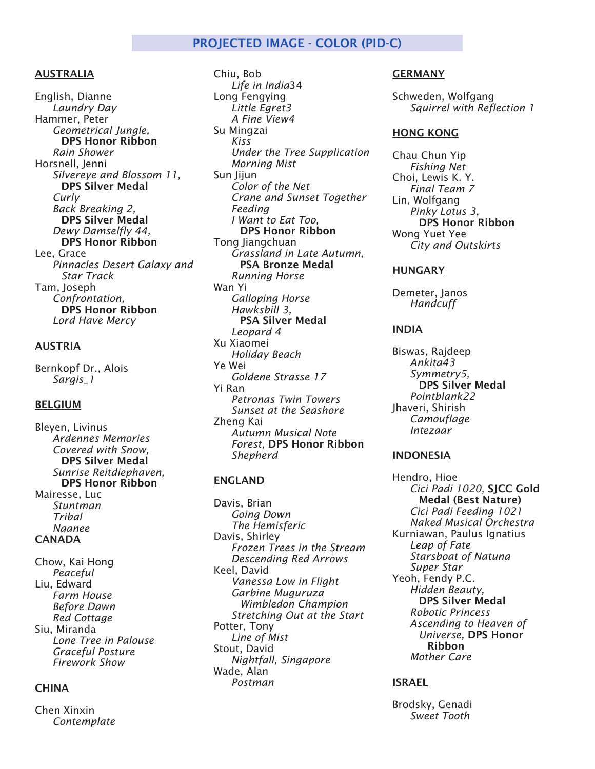## PROJECTED IMAGE - COLOR (PID-C)

**AUSTRALIA**

English, Dianne
*Laundry Day*
Hammer, Peter
*Geometrical Jungle,* **DPS Honor Ribbon**
*Rain Shower*
Horsnell, Jenni
*Silvereye and Blossom 11,* **DPS Silver Medal**
*Curly*
*Back Breaking 2,* **DPS Silver Medal**
*Dewy Damselfly 44,* **DPS Honor Ribbon**
Lee, Grace
*Pinnacles Desert Galaxy and Star Track*
Tam, Joseph
*Confrontation,* **DPS Honor Ribbon**
*Lord Have Mercy*

**AUSTRIA**

Bernkopf Dr., Alois
*Sargis_1*

**BELGIUM**

Bleyen, Livinus
*Ardennes Memories*
*Covered with Snow,* **DPS Silver Medal**
*Sunrise Reitdiephaven,* **DPS Honor Ribbon**
Mairesse, Luc
*Stuntman*
*Tribal*
*Naanee*

**CANADA**

Chow, Kai Hong
*Peaceful*
Liu, Edward
*Farm House*
*Before Dawn*
*Red Cottage*
Siu, Miranda
*Lone Tree in Palouse*
*Graceful Posture*
*Firework Show*

**CHINA**

Chen Xinxin
*Contemplate*
Chiu, Bob
*Life in India34*
Long Fengying
*Little Egret3*
*A Fine View4*
Su Mingzai
*Kiss*
*Under the Tree Supplication*
*Morning Mist*
Sun Jijun
*Color of the Net*
*Crane and Sunset Together*
*Feeding*
*I Want to Eat Too,* **DPS Honor Ribbon**
Tong Jiangchuan
*Grassland in Late Autumn,* **PSA Bronze Medal**
*Running Horse*
Wan Yi
*Galloping Horse*
*Hawksbill 3,* **PSA Silver Medal**
*Leopard 4*
Xu Xiaomei
*Holiday Beach*
Ye Wei
*Goldene Strasse 17*
Yi Ran
*Petronas Twin Towers*
*Sunset at the Seashore*
Zheng Kai
*Autumn Musical Note*
*Forest,* **DPS Honor Ribbon**
*Shepherd*

**ENGLAND**

Davis, Brian
*Going Down*
*The Hemisferic*
Davis, Shirley
*Frozen Trees in the Stream*
*Descending Red Arrows*
Keel, David
*Vanessa Low in Flight*
*Garbine Muguruza Wimbledon Champion*
*Stretching Out at the Start*
Potter, Tony
*Line of Mist*
Stout, David
*Nightfall, Singapore*
Wade, Alan
*Postman*

**GERMANY**

Schweden, Wolfgang
*Squirrel with Reflection 1*

**HONG KONG**

Chau Chun Yip
*Fishing Net*
Choi, Lewis K. Y.
*Final Team 7*
Lin, Wolfgang
*Pinky Lotus 3,* **DPS Honor Ribbon**
Wong Yuet Yee
*City and Outskirts*

**HUNGARY**

Demeter, Janos
*Handcuff*

**INDIA**

Biswas, Rajdeep
*Ankita43*
*Symmetry5,* **DPS Silver Medal**
*Pointblank22*
Jhaveri, Shirish
*Camouflage*
*Intezaar*

**INDONESIA**

Hendro, Hioe
*Cici Padi 1020,* **SJCC Gold Medal (Best Nature)**
*Cici Padi Feeding 1021*
*Naked Musical Orchestra*
Kurniawan, Paulus Ignatius
*Leap of Fate*
*Starsboat of Natuna*
*Super Star*
Yeoh, Fendy P.C.
*Hidden Beauty,* **DPS Silver Medal**
*Robotic Princess*
*Ascending to Heaven of Universe,* **DPS Honor Ribbon**
*Mother Care*

**ISRAEL**

Brodsky, Genadi
*Sweet Tooth*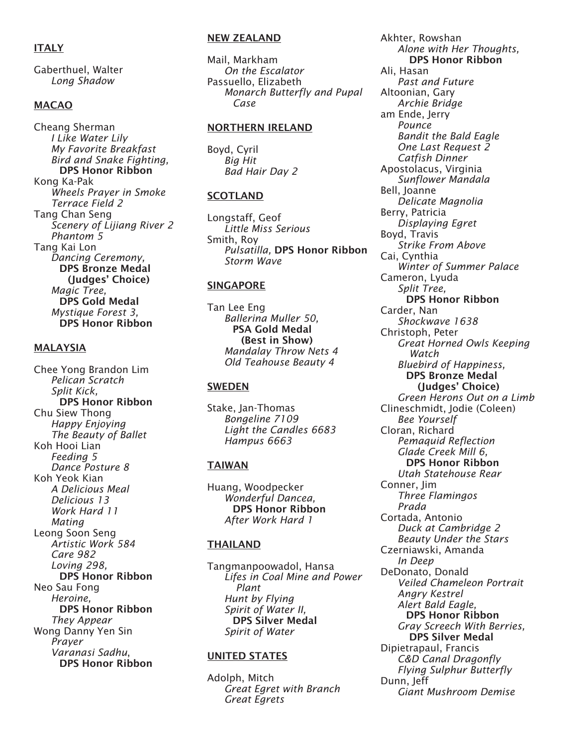## ITALY

Gaberthuel, Walter
*Long Shadow*

## MACAO

Cheang Sherman
*I Like Water Lily*
*My Favorite Breakfast*
*Bird and Snake Fighting,* **DPS Honor Ribbon**

Kong Ka-Pak
*Wheels Prayer in Smoke*
*Terrace Field 2*

Tang Chan Seng
*Scenery of Lijiang River 2*
*Phantom 5*

Tang Kai Lon
*Dancing Ceremony,* **DPS Bronze Medal (Judges' Choice)**
*Magic Tree,* **DPS Gold Medal**
*Mystique Forest 3,* **DPS Honor Ribbon**

## MALAYSIA

Chee Yong Brandon Lim
*Pelican Scratch*
*Split Kick,* **DPS Honor Ribbon**

Chu Siew Thong
*Happy Enjoying*
*The Beauty of Ballet*

Koh Hooi Lian
*Feeding 5*
*Dance Posture 8*

Koh Yeok Kian
*A Delicious Meal*
*Delicious 13*
*Work Hard 11*
*Mating*

Leong Soon Seng
*Artistic Work 584*
*Care 982*
*Loving 298,* **DPS Honor Ribbon**

Neo Sau Fong
*Heroine,* **DPS Honor Ribbon**
*They Appear*

Wong Danny Yen Sin
*Prayer*
*Varanasi Sadhu,* **DPS Honor Ribbon**

## NEW ZEALAND

Mail, Markham
*On the Escalator*

Passuello, Elizabeth
*Monarch Butterfly and Pupal Case*

## NORTHERN IRELAND

Boyd, Cyril
*Big Hit*
*Bad Hair Day 2*

## SCOTLAND

Longstaff, Geof
*Little Miss Serious*

Smith, Roy
*Pulsatilla,* **DPS Honor Ribbon**
*Storm Wave*

## SINGAPORE

Tan Lee Eng
*Ballerina Muller 50,* **PSA Gold Medal (Best in Show)**
*Mandalay Throw Nets 4*
*Old Teahouse Beauty 4*

## SWEDEN

Stake, Jan-Thomas
*Bongeline 7109*
*Light the Candles 6683*
*Hampus 6663*

## TAIWAN

Huang, Woodpecker
*Wonderful Dancea,* **DPS Honor Ribbon**
*After Work Hard 1*

## THAILAND

Tangmanpoowadol, Hansa
*Lifes in Coal Mine and Power Plant*
*Hunt by Flying*
*Spirit of Water II,* **DPS Silver Medal**
*Spirit of Water*

## UNITED STATES

Adolph, Mitch
*Great Egret with Branch*
*Great Egrets*

Akhter, Rowshan
*Alone with Her Thoughts,* **DPS Honor Ribbon**

Ali, Hasan
*Past and Future*

Altoonian, Gary
*Archie Bridge*

am Ende, Jerry
*Pounce*
*Bandit the Bald Eagle*
*One Last Request 2*
*Catfish Dinner*

Apostolacus, Virginia
*Sunflower Mandala*

Bell, Joanne
*Delicate Magnolia*

Berry, Patricia
*Displaying Egret*

Boyd, Travis
*Strike From Above*

Cai, Cynthia
*Winter of Summer Palace*

Cameron, Lyuda
*Split Tree,* **DPS Honor Ribbon**

Carder, Nan
*Shockwave 1638*

Christoph, Peter
*Great Horned Owls Keeping Watch*
*Bluebird of Happiness,* **DPS Bronze Medal (Judges' Choice)**
*Green Herons Out on a Limb*

Clineschmidt, Jodie (Coleen)
*Bee Yourself*

Cloran, Richard
*Pemaquid Reflection*
*Glade Creek Mill 6,* **DPS Honor Ribbon**
*Utah Statehouse Rear*

Conner, Jim
*Three Flamingos*
*Prada*

Cortada, Antonio
*Duck at Cambridge 2*
*Beauty Under the Stars*

Czerniawski, Amanda
*In Deep*

DeDonato, Donald
*Veiled Chameleon Portrait*
*Angry Kestrel*
*Alert Bald Eagle,* **DPS Honor Ribbon**
*Gray Screech With Berries,* **DPS Silver Medal**

Dipietrapaul, Francis
*C&D Canal Dragonfly*
*Flying Sulphur Butterfly*

Dunn, Jeff
*Giant Mushroom Demise*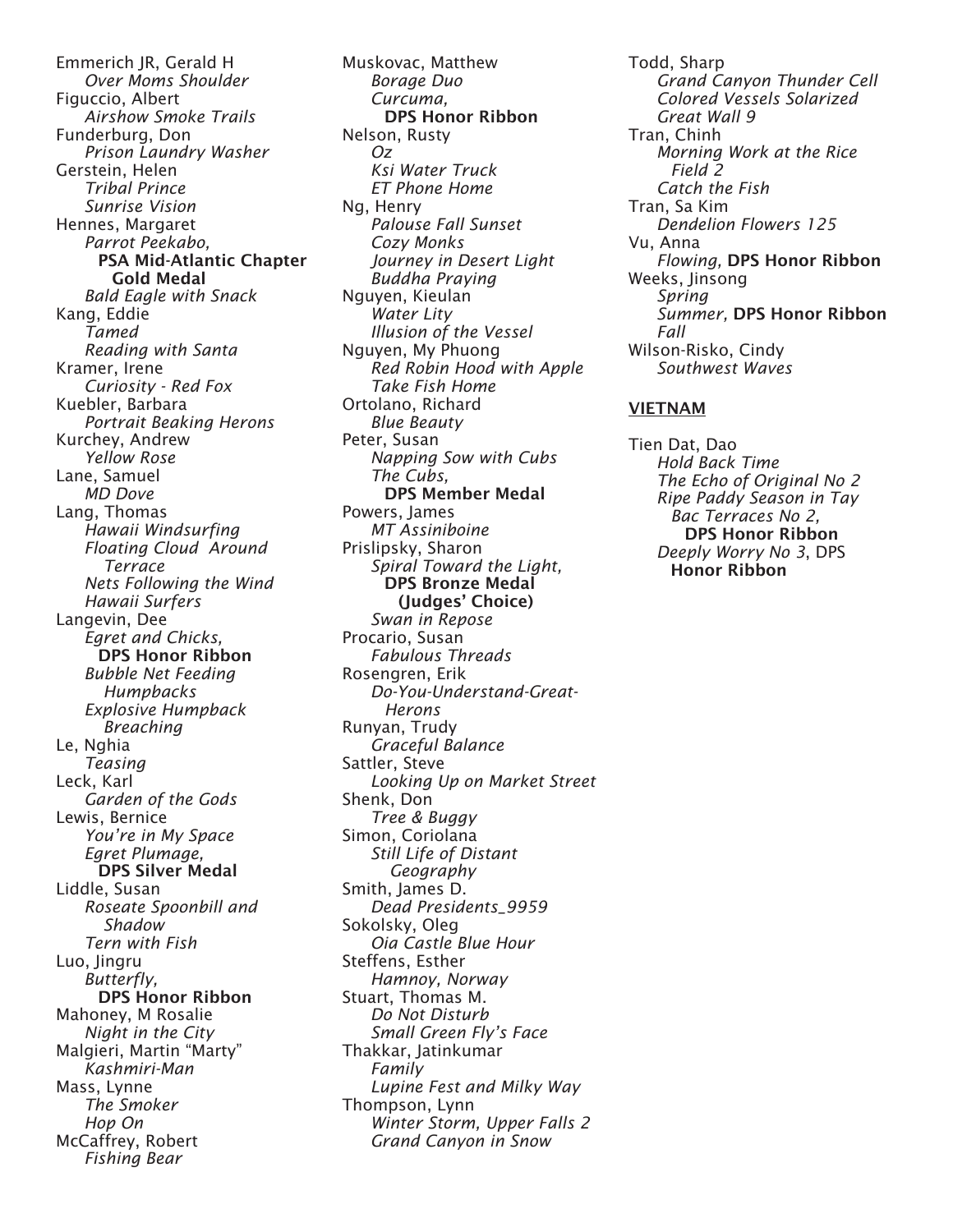Emmerich JR, Gerald H
*Over Moms Shoulder*
Figuccio, Albert
*Airshow Smoke Trails*
Funderburg, Don
*Prison Laundry Washer*
Gerstein, Helen
*Tribal Prince*
*Sunrise Vision*
Hennes, Margaret
*Parrot Peekabo,* **PSA Mid-Atlantic Chapter Gold Medal**
*Bald Eagle with Snack*
Kang, Eddie
*Tamed*
*Reading with Santa*
Kramer, Irene
*Curiosity - Red Fox*
Kuebler, Barbara
*Portrait Beaking Herons*
Kurchey, Andrew
*Yellow Rose*
Lane, Samuel
*MD Dove*
Lang, Thomas
*Hawaii Windsurfing*
*Floating Cloud Around Terrace*
*Nets Following the Wind*
*Hawaii Surfers*
Langevin, Dee
*Egret and Chicks,* **DPS Honor Ribbon**
*Bubble Net Feeding Humpbacks*
*Explosive Humpback Breaching*
Le, Nghia
*Teasing*
Leck, Karl
*Garden of the Gods*
Lewis, Bernice
*You're in My Space*
*Egret Plumage,* **DPS Silver Medal**
Liddle, Susan
*Roseate Spoonbill and Shadow*
*Tern with Fish*
Luo, Jingru
*Butterfly,* **DPS Honor Ribbon**
Mahoney, M Rosalie
*Night in the City*
Malgieri, Martin "Marty"
*Kashmiri-Man*
Mass, Lynne
*The Smoker*
*Hop On*
McCaffrey, Robert
*Fishing Bear*
Muskovac, Matthew
*Borage Duo*
*Curcuma,* **DPS Honor Ribbon**
Nelson, Rusty
*Oz*
*Ksi Water Truck*
*ET Phone Home*
Ng, Henry
*Palouse Fall Sunset*
*Cozy Monks*
*Journey in Desert Light*
*Buddha Praying*
Nguyen, Kieulan
*Water Lity*
*Illusion of the Vessel*
Nguyen, My Phuong
*Red Robin Hood with Apple*
*Take Fish Home*
Ortolano, Richard
*Blue Beauty*
Peter, Susan
*Napping Sow with Cubs*
*The Cubs,* **DPS Member Medal**
Powers, James
*MT Assiniboine*
Prislipsky, Sharon
*Spiral Toward the Light,* **DPS Bronze Medal (Judges' Choice)**
*Swan in Repose*
Procario, Susan
*Fabulous Threads*
Rosengren, Erik
*Do-You-Understand-Great-Herons*
Runyan, Trudy
*Graceful Balance*
Sattler, Steve
*Looking Up on Market Street*
Shenk, Don
*Tree & Buggy*
Simon, Coriolana
*Still Life of Distant Geography*
Smith, James D.
*Dead Presidents_9959*
Sokolsky, Oleg
*Oia Castle Blue Hour*
Steffens, Esther
*Hamnoy, Norway*
Stuart, Thomas M.
*Do Not Disturb*
*Small Green Fly's Face*
Thakkar, Jatinkumar
*Family*
*Lupine Fest and Milky Way*
Thompson, Lynn
*Winter Storm, Upper Falls 2*
*Grand Canyon in Snow*
Todd, Sharp
*Grand Canyon Thunder Cell*
*Colored Vessels Solarized*
*Great Wall 9*
Tran, Chinh
*Morning Work at the Rice Field 2*
*Catch the Fish*
Tran, Sa Kim
*Dendelion Flowers 125*
Vu, Anna
*Flowing,* **DPS Honor Ribbon**
Weeks, Jinsong
*Spring*
*Summer,* **DPS Honor Ribbon**
*Fall*
Wilson-Risko, Cindy
*Southwest Waves*

## VIETNAM

Tien Dat, Dao
*Hold Back Time*
*The Echo of Original No 2*
*Ripe Paddy Season in Tay Bac Terraces No 2,* **DPS Honor Ribbon**
*Deeply Worry No 3*, DPS **Honor Ribbon**